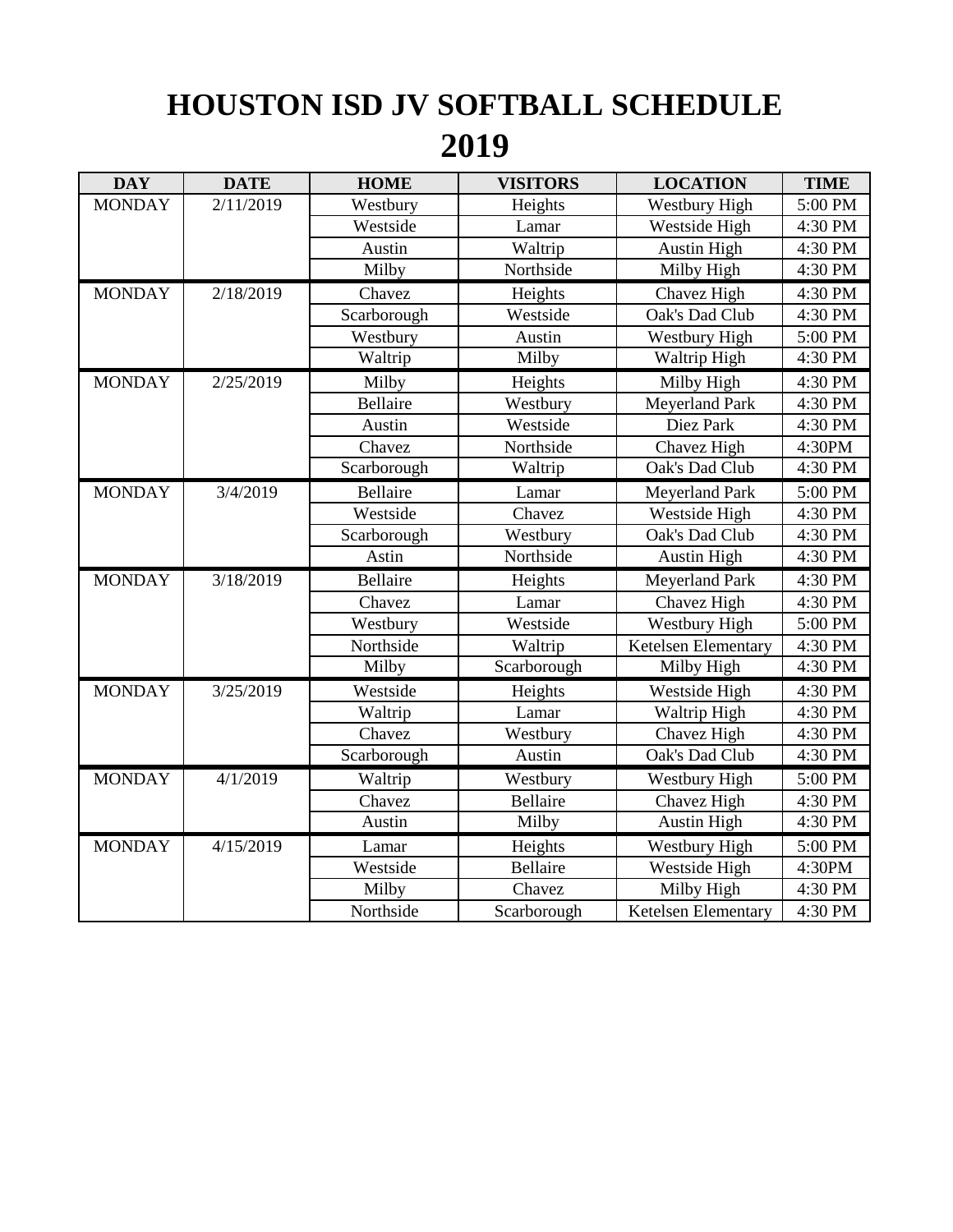# HOUSTON ISD JV SOFTBALL SCHEDULE 2019

| DAY | DATE | HOME | VISITORS | LOCATION | TIME |
|---|---|---|---|---|---|
| MONDAY | 2/11/2019 | Westbury | Heights | Westbury High | 5:00 PM |
| | | Westside | Lamar | Westside High | 4:30 PM |
| | | Austin | Waltrip | Austin High | 4:30 PM |
| | | Milby | Northside | Milby High | 4:30 PM |
| MONDAY | 2/18/2019 | Chavez | Heights | Chavez High | 4:30 PM |
| | | Scarborough | Westside | Oak's Dad Club | 4:30 PM |
| | | Westbury | Austin | Westbury High | 5:00 PM |
| | | Waltrip | Milby | Waltrip High | 4:30 PM |
| MONDAY | 2/25/2019 | Milby | Heights | Milby High | 4:30 PM |
| | | Bellaire | Westbury | Meyerland Park | 4:30 PM |
| | | Austin | Westside | Diez Park | 4:30 PM |
| | | Chavez | Northside | Chavez High | 4:30PM |
| | | Scarborough | Waltrip | Oak's Dad Club | 4:30 PM |
| MONDAY | 3/4/2019 | Bellaire | Lamar | Meyerland Park | 5:00 PM |
| | | Westside | Chavez | Westside High | 4:30 PM |
| | | Scarborough | Westbury | Oak's Dad Club | 4:30 PM |
| | | Astin | Northside | Austin High | 4:30 PM |
| MONDAY | 3/18/2019 | Bellaire | Heights | Meyerland Park | 4:30 PM |
| | | Chavez | Lamar | Chavez High | 4:30 PM |
| | | Westbury | Westside | Westbury High | 5:00 PM |
| | | Northside | Waltrip | Ketelsen Elementary | 4:30 PM |
| | | Milby | Scarborough | Milby High | 4:30 PM |
| MONDAY | 3/25/2019 | Westside | Heights | Westside High | 4:30 PM |
| | | Waltrip | Lamar | Waltrip High | 4:30 PM |
| | | Chavez | Westbury | Chavez High | 4:30 PM |
| | | Scarborough | Austin | Oak's Dad Club | 4:30 PM |
| MONDAY | 4/1/2019 | Waltrip | Westbury | Westbury High | 5:00 PM |
| | | Chavez | Bellaire | Chavez High | 4:30 PM |
| | | Austin | Milby | Austin High | 4:30 PM |
| MONDAY | 4/15/2019 | Lamar | Heights | Westbury High | 5:00 PM |
| | | Westside | Bellaire | Westside High | 4:30PM |
| | | Milby | Chavez | Milby High | 4:30 PM |
| | | Northside | Scarborough | Ketelsen Elementary | 4:30 PM |